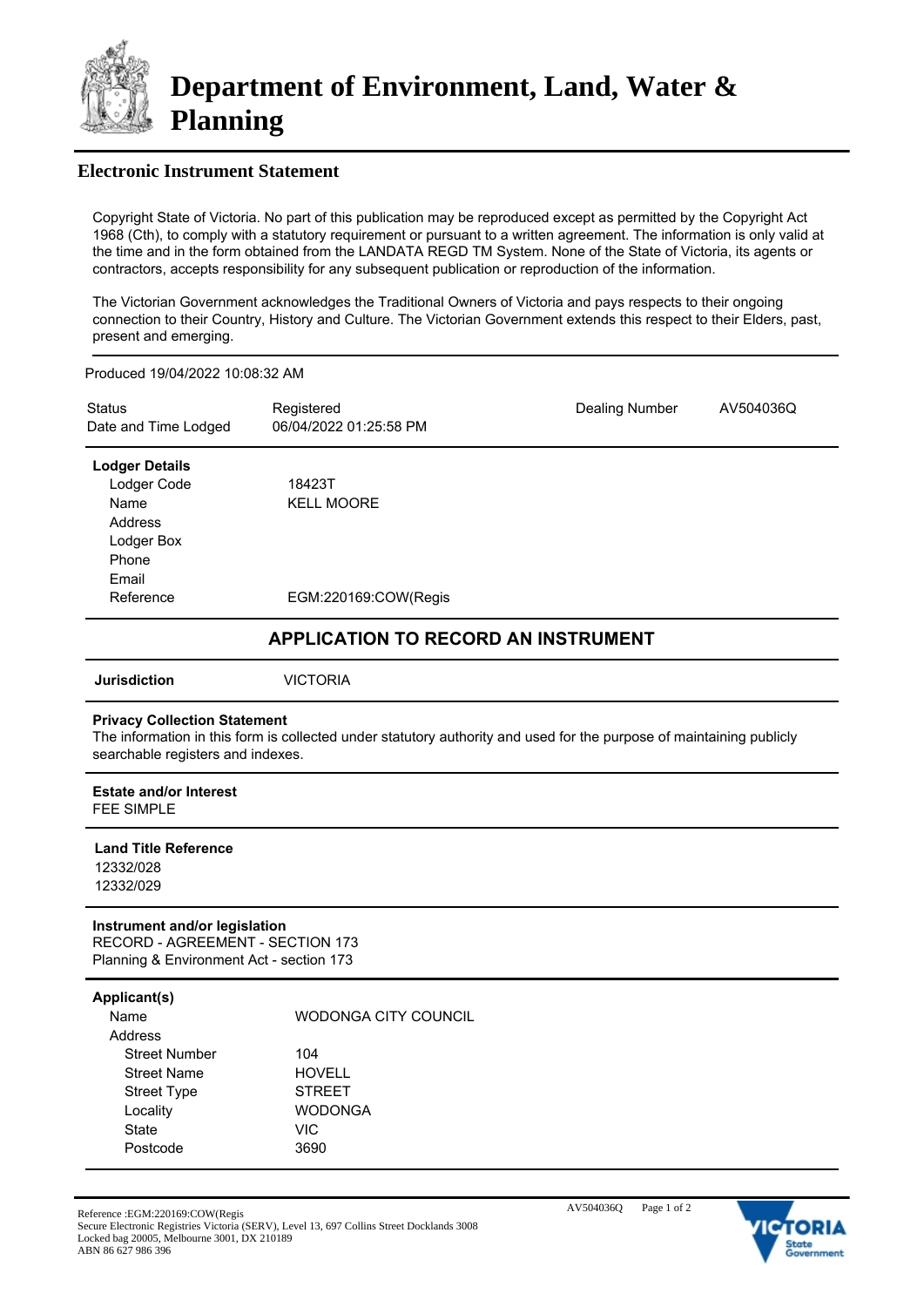# Department of Environment, Land, Water & Planning

## Electronic Instrument Statement

Copyright State of Victoria. No part of this publication may be reproduced except as permitted by the Copyright Act 1968 (Cth), to comply with a statutory requirement or pursuant to a written agreement. The information is only valid at the time and in the form obtained from the LANDATA REGD TM System. None of the State of Victoria, its agents or contractors, accepts responsibility for any subsequent publication or reproduction of the information.

The Victorian Government acknowledges the Traditional Owners of Victoria and pays respects to their ongoing connection to their Country, History and Culture. The Victorian Government extends this respect to their Elders, past, present and emerging.

Produced 19/04/2022 10:08:32 AM

| | | | |
|---|---|---|---|
| Status | Registered | Dealing Number | AV504036Q |
| Date and Time Lodged | 06/04/2022 01:25:58 PM | | |

**Lodger Details**

| | |
|---|---|
| Lodger Code | 18423T |
| Name | KELL MOORE |
| Address | |
| Lodger Box | |
| Phone | |
| Email | |
| Reference | EGM:220169:COW(Regis |

## APPLICATION TO RECORD AN INSTRUMENT

**Jurisdiction** VICTORIA

**Privacy Collection Statement**
The information in this form is collected under statutory authority and used for the purpose of maintaining publicly searchable registers and indexes.

**Estate and/or Interest**
FEE SIMPLE

**Land Title Reference**
12332/028
12332/029

**Instrument and/or legislation**
RECORD - AGREEMENT - SECTION 173
Planning & Environment Act - section 173

**Applicant(s)**

| | |
|---|---|
| Name | WODONGA CITY COUNCIL |
| Address | |
| Street Number | 104 |
| Street Name | HOVELL |
| Street Type | STREET |
| Locality | WODONGA |
| State | VIC |
| Postcode | 3690 |

Reference :EGM:220169:COW(Regis
Secure Electronic Registries Victoria (SERV), Level 13, 697 Collins Street Docklands 3008
Locked bag 20005, Melbourne 3001, DX 210189
ABN 86 627 986 396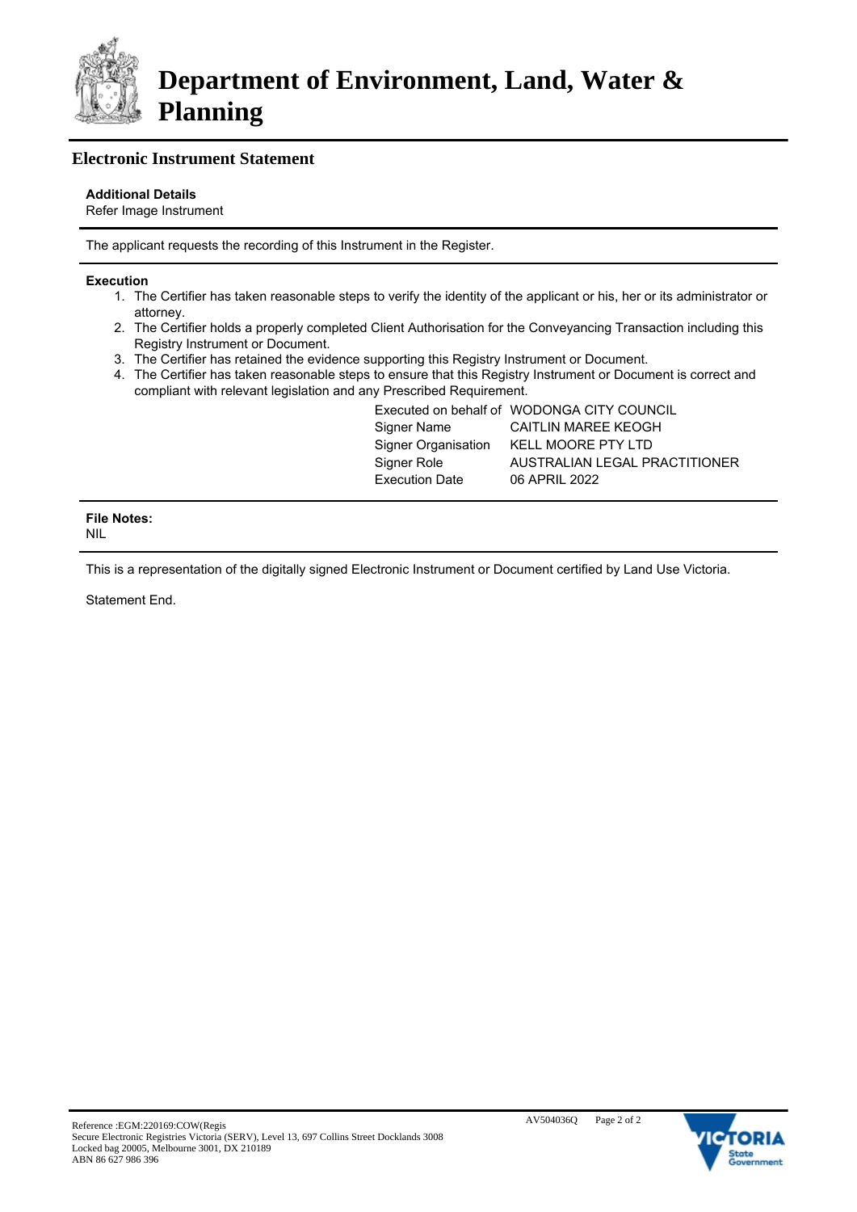# Department of Environment, Land, Water & Planning

## Electronic Instrument Statement

**Additional Details**
Refer Image Instrument

The applicant requests the recording of this Instrument in the Register.

**Execution**

1. The Certifier has taken reasonable steps to verify the identity of the applicant or his, her or its administrator or attorney.
2. The Certifier holds a properly completed Client Authorisation for the Conveyancing Transaction including this Registry Instrument or Document.
3. The Certifier has retained the evidence supporting this Registry Instrument or Document.
4. The Certifier has taken reasonable steps to ensure that this Registry Instrument or Document is correct and compliant with relevant legislation and any Prescribed Requirement.

| | |
|---|---|
| Executed on behalf of | WODONGA CITY COUNCIL |
| Signer Name | CAITLIN MAREE KEOGH |
| Signer Organisation | KELL MOORE PTY LTD |
| Signer Role | AUSTRALIAN LEGAL PRACTITIONER |
| Execution Date | 06 APRIL 2022 |

**File Notes:**
NIL

This is a representation of the digitally signed Electronic Instrument or Document certified by Land Use Victoria.

Statement End.

Reference :EGM:220169:COW(Regis
Secure Electronic Registries Victoria (SERV), Level 13, 697 Collins Street Docklands 3008
Locked bag 20005, Melbourne 3001, DX 210189
ABN 86 627 986 396

AV504036Q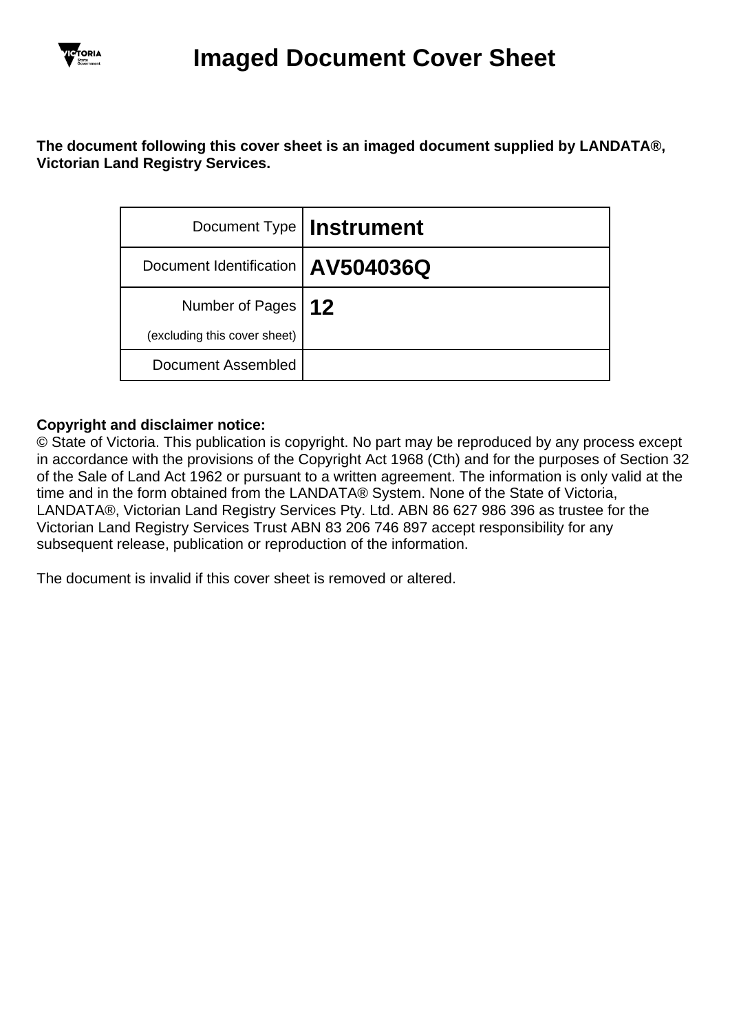# Imaged Document Cover Sheet

**The document following this cover sheet is an imaged document supplied by LANDATA®, Victorian Land Registry Services.**

| | |
|---|---|
| Document Type | **Instrument** |
| Document Identification | **AV504036Q** |
| Number of Pages (excluding this cover sheet) | **12** |
| Document Assembled | |

**Copyright and disclaimer notice:**
© State of Victoria. This publication is copyright. No part may be reproduced by any process except in accordance with the provisions of the Copyright Act 1968 (Cth) and for the purposes of Section 32 of the Sale of Land Act 1962 or pursuant to a written agreement. The information is only valid at the time and in the form obtained from the LANDATA® System. None of the State of Victoria, LANDATA®, Victorian Land Registry Services Pty. Ltd. ABN 86 627 986 396 as trustee for the Victorian Land Registry Services Trust ABN 83 206 746 897 accept responsibility for any subsequent release, publication or reproduction of the information.

The document is invalid if this cover sheet is removed or altered.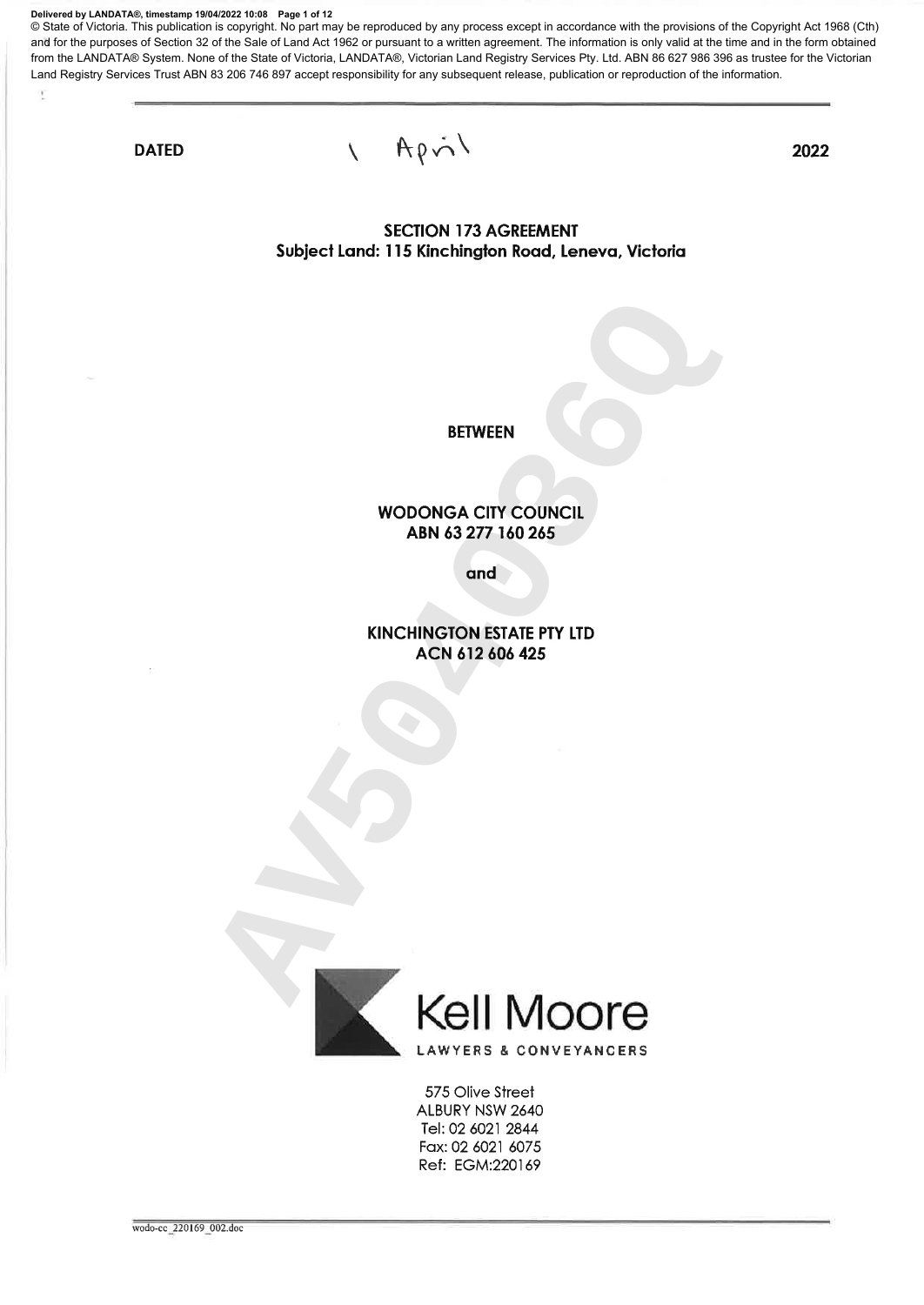Delivered by LANDATA®, timestamp 19/04/2022 10:08 Page 1 of 12
© State of Victoria. This publication is copyright. No part may be reproduced by any process except in accordance with the provisions of the Copyright Act 1968 (Cth) and for the purposes of Section 32 of the Sale of Land Act 1962 or pursuant to a written agreement. The information is only valid at the time and in the form obtained from the LANDATA® System. None of the State of Victoria, LANDATA®, Victorian Land Registry Services Pty. Ltd. ABN 86 627 986 396 as trustee for the Victorian Land Registry Services Trust ABN 83 206 746 897 accept responsibility for any subsequent release, publication or reproduction of the information.

**DATED** 1 April **2022**

**SECTION 173 AGREEMENT**
**Subject Land: 115 Kinchington Road, Leneva, Victoria**

AV502086Q

**BETWEEN**

**WODONGA CITY COUNCIL**
**ABN 63 277 160 265**

**and**

**KINCHINGTON ESTATE PTY LTD**
**ACN 612 606 425**

Kell Moore
LAWYERS & CONVEYANCERS

575 Olive Street
ALBURY NSW 2640
Tel: 02 6021 2844
Fax: 02 6021 6075
Ref: EGM:220169

wodo-cc_220169_002.doc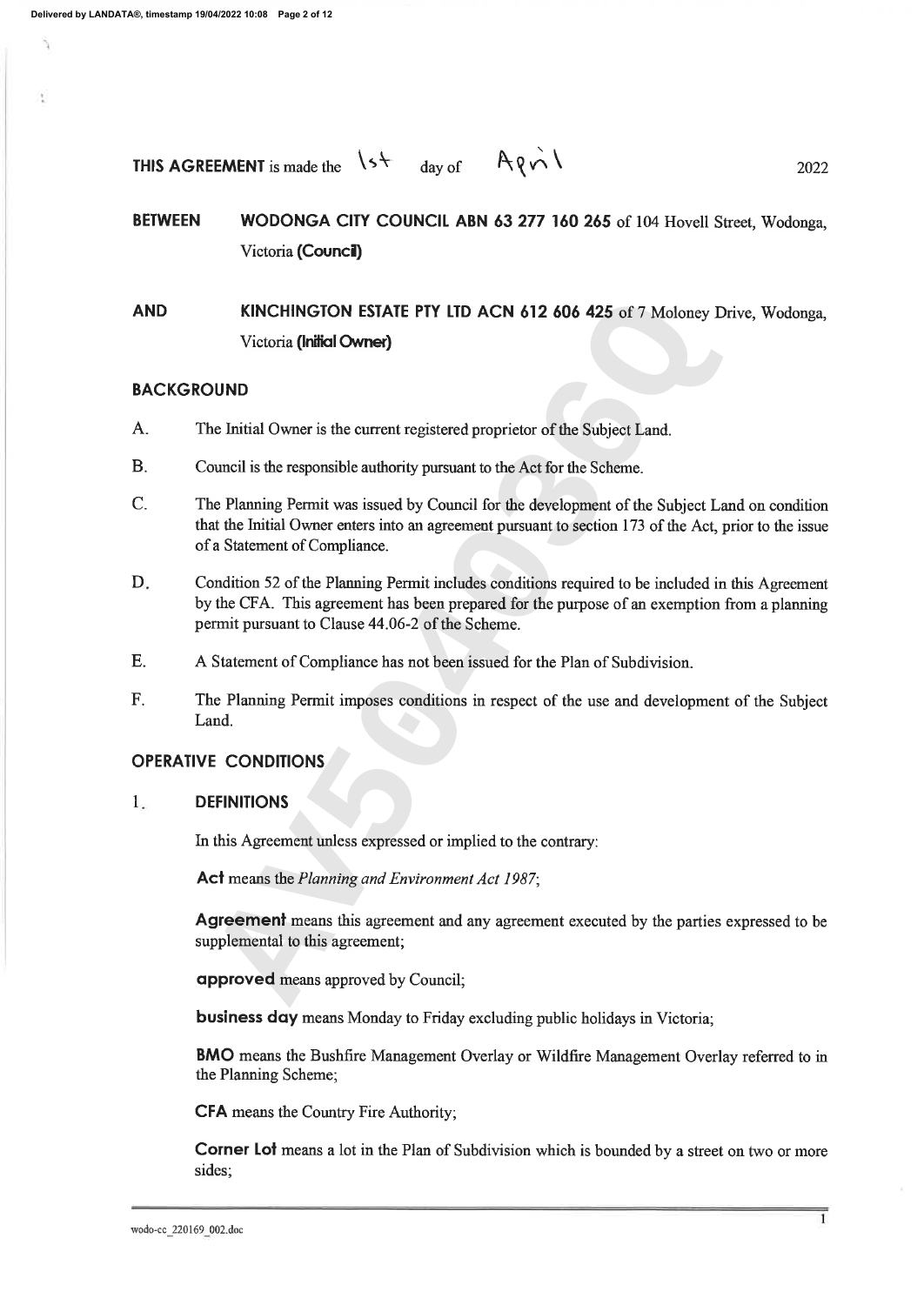**THIS AGREEMENT** is made the 1st day of April 2022

**BETWEEN** **WODONGA CITY COUNCIL ABN 63 277 160 265** of 104 Hovell Street, Wodonga, Victoria **(Council)**

**AND** **KINCHINGTON ESTATE PTY LTD ACN 612 606 425** of 7 Moloney Drive, Wodonga, Victoria **(Initial Owner)**

## BACKGROUND

A. The Initial Owner is the current registered proprietor of the Subject Land.

B. Council is the responsible authority pursuant to the Act for the Scheme.

C. The Planning Permit was issued by Council for the development of the Subject Land on condition that the Initial Owner enters into an agreement pursuant to section 173 of the Act, prior to the issue of a Statement of Compliance.

D. Condition 52 of the Planning Permit includes conditions required to be included in this Agreement by the CFA. This agreement has been prepared for the purpose of an exemption from a planning permit pursuant to Clause 44.06-2 of the Scheme.

E. A Statement of Compliance has not been issued for the Plan of Subdivision.

F. The Planning Permit imposes conditions in respect of the use and development of the Subject Land.

## OPERATIVE CONDITIONS

### 1. DEFINITIONS

In this Agreement unless expressed or implied to the contrary:

**Act** means the *Planning and Environment Act 1987*;

**Agreement** means this agreement and any agreement executed by the parties expressed to be supplemental to this agreement;

**approved** means approved by Council;

**business day** means Monday to Friday excluding public holidays in Victoria;

**BMO** means the Bushfire Management Overlay or Wildfire Management Overlay referred to in the Planning Scheme;

**CFA** means the Country Fire Authority;

**Corner Lot** means a lot in the Plan of Subdivision which is bounded by a street on two or more sides;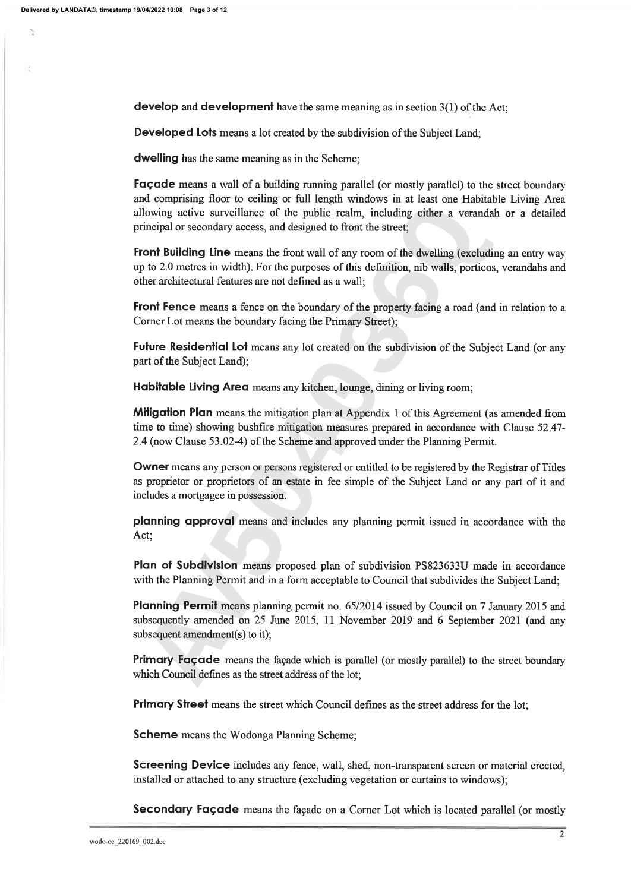**develop** and **development** have the same meaning as in section 3(1) of the Act;

**Developed Lots** means a lot created by the subdivision of the Subject Land;

**dwelling** has the same meaning as in the Scheme;

**Façade** means a wall of a building running parallel (or mostly parallel) to the street boundary and comprising floor to ceiling or full length windows in at least one Habitable Living Area allowing active surveillance of the public realm, including either a verandah or a detailed principal or secondary access, and designed to front the street;

**Front Building Line** means the front wall of any room of the dwelling (excluding an entry way up to 2.0 metres in width). For the purposes of this definition, nib walls, porticos, verandahs and other architectural features are not defined as a wall;

**Front Fence** means a fence on the boundary of the property facing a road (and in relation to a Corner Lot means the boundary facing the Primary Street);

**Future Residential Lot** means any lot created on the subdivision of the Subject Land (or any part of the Subject Land);

**Habitable Living Area** means any kitchen, lounge, dining or living room;

**Mitigation Plan** means the mitigation plan at Appendix 1 of this Agreement (as amended from time to time) showing bushfire mitigation measures prepared in accordance with Clause 52.47-2.4 (now Clause 53.02-4) of the Scheme and approved under the Planning Permit.

**Owner** means any person or persons registered or entitled to be registered by the Registrar of Titles as proprietor or proprietors of an estate in fee simple of the Subject Land or any part of it and includes a mortgagee in possession.

**planning approval** means and includes any planning permit issued in accordance with the Act;

**Plan of Subdivision** means proposed plan of subdivision PS823633U made in accordance with the Planning Permit and in a form acceptable to Council that subdivides the Subject Land;

**Planning Permit** means planning permit no. 65/2014 issued by Council on 7 January 2015 and subsequently amended on 25 June 2015, 11 November 2019 and 6 September 2021 (and any subsequent amendment(s) to it);

**Primary Façade** means the façade which is parallel (or mostly parallel) to the street boundary which Council defines as the street address of the lot;

**Primary Street** means the street which Council defines as the street address for the lot;

**Scheme** means the Wodonga Planning Scheme;

**Screening Device** includes any fence, wall, shed, non-transparent screen or material erected, installed or attached to any structure (excluding vegetation or curtains to windows);

**Secondary Façade** means the façade on a Corner Lot which is located parallel (or mostly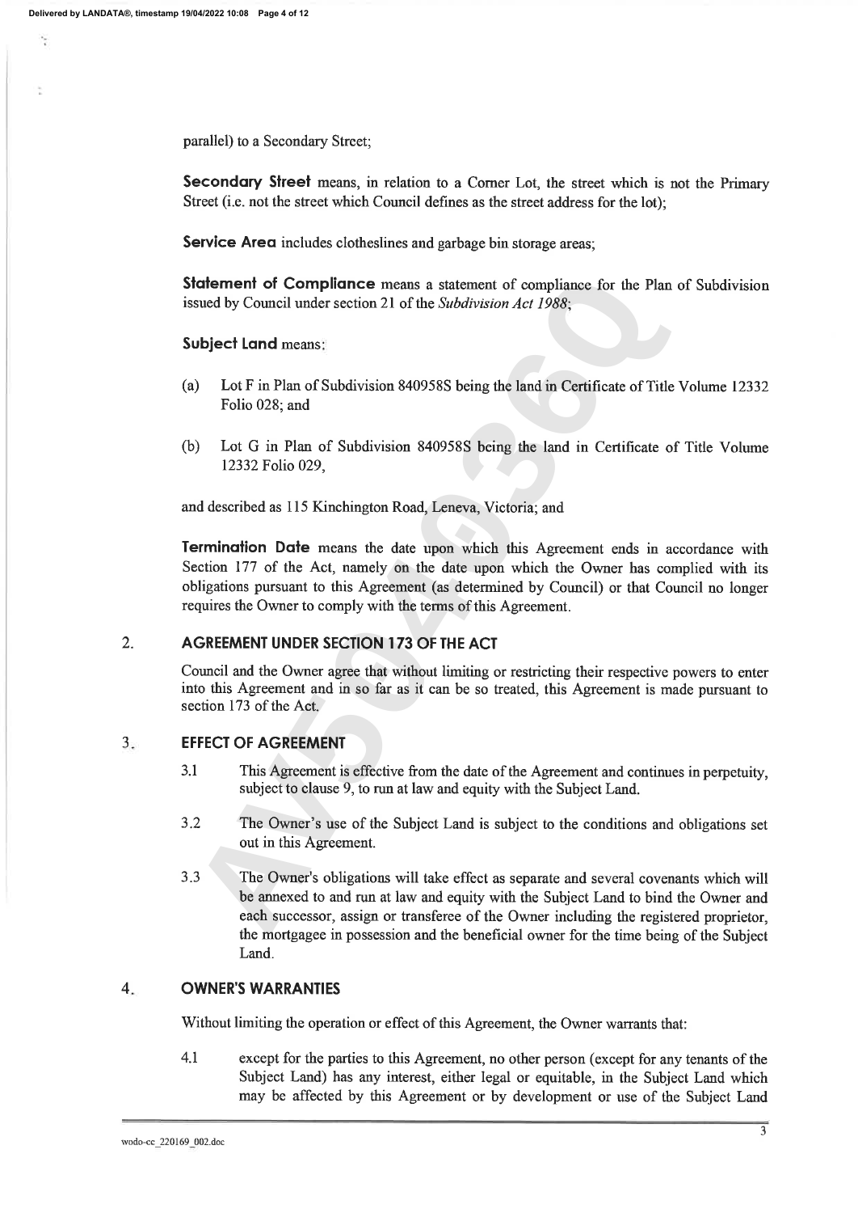parallel) to a Secondary Street;

**Secondary Street** means, in relation to a Corner Lot, the street which is not the Primary Street (i.e. not the street which Council defines as the street address for the lot);

**Service Area** includes clotheslines and garbage bin storage areas;

**Statement of Compliance** means a statement of compliance for the Plan of Subdivision issued by Council under section 21 of the *Subdivision Act 1988*;

**Subject Land** means:

(a) Lot F in Plan of Subdivision 840958S being the land in Certificate of Title Volume 12332 Folio 028; and

(b) Lot G in Plan of Subdivision 840958S being the land in Certificate of Title Volume 12332 Folio 029,

and described as 115 Kinchington Road, Leneva, Victoria; and

**Termination Date** means the date upon which this Agreement ends in accordance with Section 177 of the Act, namely on the date upon which the Owner has complied with its obligations pursuant to this Agreement (as determined by Council) or that Council no longer requires the Owner to comply with the terms of this Agreement.

## 2. AGREEMENT UNDER SECTION 173 OF THE ACT

Council and the Owner agree that without limiting or restricting their respective powers to enter into this Agreement and in so far as it can be so treated, this Agreement is made pursuant to section 173 of the Act.

## 3. EFFECT OF AGREEMENT

3.1 This Agreement is effective from the date of the Agreement and continues in perpetuity, subject to clause 9, to run at law and equity with the Subject Land.

3.2 The Owner's use of the Subject Land is subject to the conditions and obligations set out in this Agreement.

3.3 The Owner's obligations will take effect as separate and several covenants which will be annexed to and run at law and equity with the Subject Land to bind the Owner and each successor, assign or transferee of the Owner including the registered proprietor, the mortgagee in possession and the beneficial owner for the time being of the Subject Land.

## 4. OWNER'S WARRANTIES

Without limiting the operation or effect of this Agreement, the Owner warrants that:

4.1 except for the parties to this Agreement, no other person (except for any tenants of the Subject Land) has any interest, either legal or equitable, in the Subject Land which may be affected by this Agreement or by development or use of the Subject Land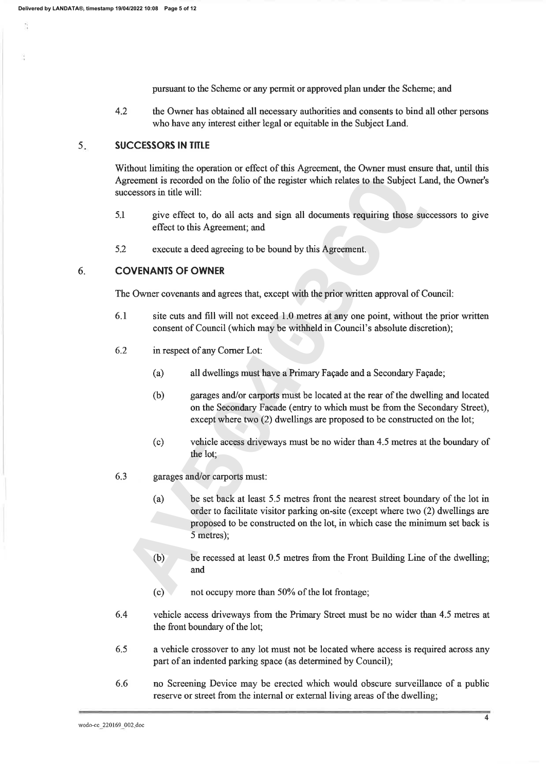pursuant to the Scheme or any permit or approved plan under the Scheme; and

4.2 the Owner has obtained all necessary authorities and consents to bind all other persons who have any interest either legal or equitable in the Subject Land.

## 5. SUCCESSORS IN TITLE

Without limiting the operation or effect of this Agreement, the Owner must ensure that, until this Agreement is recorded on the folio of the register which relates to the Subject Land, the Owner's successors in title will:

5.1 give effect to, do all acts and sign all documents requiring those successors to give effect to this Agreement; and

5.2 execute a deed agreeing to be bound by this Agreement.

## 6. COVENANTS OF OWNER

The Owner covenants and agrees that, except with the prior written approval of Council:

6.1 site cuts and fill will not exceed 1.0 metres at any one point, without the prior written consent of Council (which may be withheld in Council's absolute discretion);

6.2 in respect of any Corner Lot:

(a) all dwellings must have a Primary Façade and a Secondary Façade;

(b) garages and/or carports must be located at the rear of the dwelling and located on the Secondary Facade (entry to which must be from the Secondary Street), except where two (2) dwellings are proposed to be constructed on the lot;

(c) vehicle access driveways must be no wider than 4.5 metres at the boundary of the lot;

6.3 garages and/or carports must:

(a) be set back at least 5.5 metres from the nearest street boundary of the lot in order to facilitate visitor parking on-site (except where two (2) dwellings are proposed to be constructed on the lot, in which case the minimum set back is 5 metres);

(b) be recessed at least 0.5 metres from the Front Building Line of the dwelling; and

(c) not occupy more than 50% of the lot frontage;

6.4 vehicle access driveways from the Primary Street must be no wider than 4.5 metres at the front boundary of the lot;

6.5 a vehicle crossover to any lot must not be located where access is required across any part of an indented parking space (as determined by Council);

6.6 no Screening Device may be erected which would obscure surveillance of a public reserve or street from the internal or external living areas of the dwelling;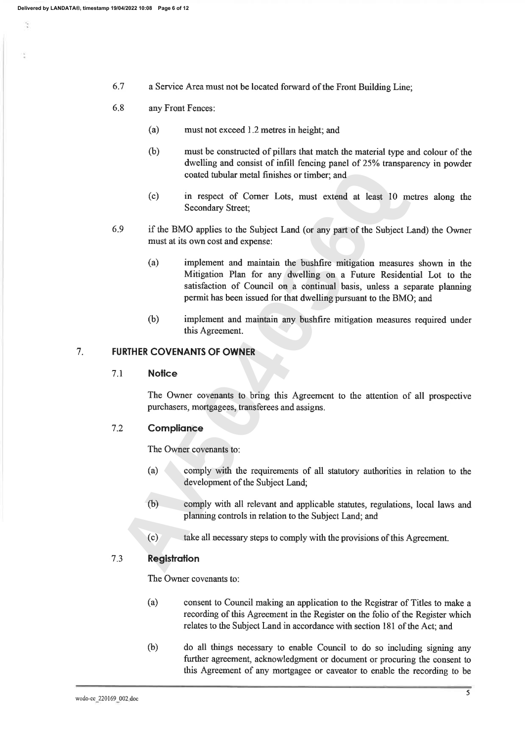6.7 a Service Area must not be located forward of the Front Building Line;

6.8 any Front Fences:

(a) must not exceed 1.2 metres in height; and

(b) must be constructed of pillars that match the material type and colour of the dwelling and consist of infill fencing panel of 25% transparency in powder coated tubular metal finishes or timber; and

(c) in respect of Corner Lots, must extend at least 10 metres along the Secondary Street;

6.9 if the BMO applies to the Subject Land (or any part of the Subject Land) the Owner must at its own cost and expense:

(a) implement and maintain the bushfire mitigation measures shown in the Mitigation Plan for any dwelling on a Future Residential Lot to the satisfaction of Council on a continual basis, unless a separate planning permit has been issued for that dwelling pursuant to the BMO; and

(b) implement and maintain any bushfire mitigation measures required under this Agreement.

## 7. FURTHER COVENANTS OF OWNER

### 7.1 Notice

The Owner covenants to bring this Agreement to the attention of all prospective purchasers, mortgagees, transferees and assigns.

### 7.2 Compliance

The Owner covenants to:

(a) comply with the requirements of all statutory authorities in relation to the development of the Subject Land;

(b) comply with all relevant and applicable statutes, regulations, local laws and planning controls in relation to the Subject Land; and

(c) take all necessary steps to comply with the provisions of this Agreement.

### 7.3 Registration

The Owner covenants to:

(a) consent to Council making an application to the Registrar of Titles to make a recording of this Agreement in the Register on the folio of the Register which relates to the Subject Land in accordance with section 181 of the Act; and

(b) do all things necessary to enable Council to do so including signing any further agreement, acknowledgment or document or procuring the consent to this Agreement of any mortgagee or caveator to enable the recording to be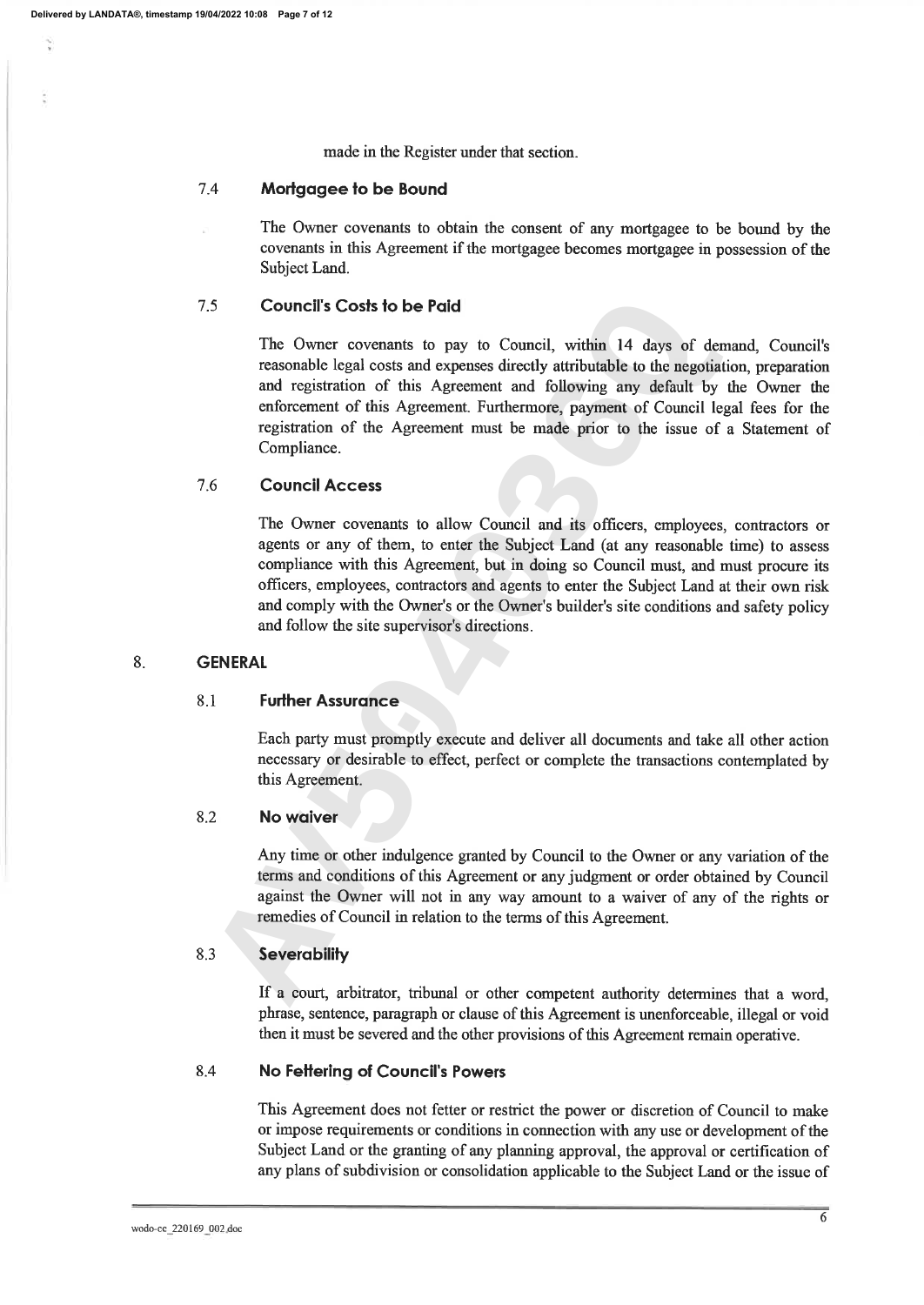made in the Register under that section.

### 7.4 Mortgagee to be Bound

The Owner covenants to obtain the consent of any mortgagee to be bound by the covenants in this Agreement if the mortgagee becomes mortgagee in possession of the Subject Land.

### 7.5 Council's Costs to be Paid

The Owner covenants to pay to Council, within 14 days of demand, Council's reasonable legal costs and expenses directly attributable to the negotiation, preparation and registration of this Agreement and following any default by the Owner the enforcement of this Agreement. Furthermore, payment of Council legal fees for the registration of the Agreement must be made prior to the issue of a Statement of Compliance.

### 7.6 Council Access

The Owner covenants to allow Council and its officers, employees, contractors or agents or any of them, to enter the Subject Land (at any reasonable time) to assess compliance with this Agreement, but in doing so Council must, and must procure its officers, employees, contractors and agents to enter the Subject Land at their own risk and comply with the Owner's or the Owner's builder's site conditions and safety policy and follow the site supervisor's directions.

## 8. GENERAL

### 8.1 Further Assurance

Each party must promptly execute and deliver all documents and take all other action necessary or desirable to effect, perfect or complete the transactions contemplated by this Agreement.

### 8.2 No waiver

Any time or other indulgence granted by Council to the Owner or any variation of the terms and conditions of this Agreement or any judgment or order obtained by Council against the Owner will not in any way amount to a waiver of any of the rights or remedies of Council in relation to the terms of this Agreement.

### 8.3 Severability

If a court, arbitrator, tribunal or other competent authority determines that a word, phrase, sentence, paragraph or clause of this Agreement is unenforceable, illegal or void then it must be severed and the other provisions of this Agreement remain operative.

### 8.4 No Fettering of Council's Powers

This Agreement does not fetter or restrict the power or discretion of Council to make or impose requirements or conditions in connection with any use or development of the Subject Land or the granting of any planning approval, the approval or certification of any plans of subdivision or consolidation applicable to the Subject Land or the issue of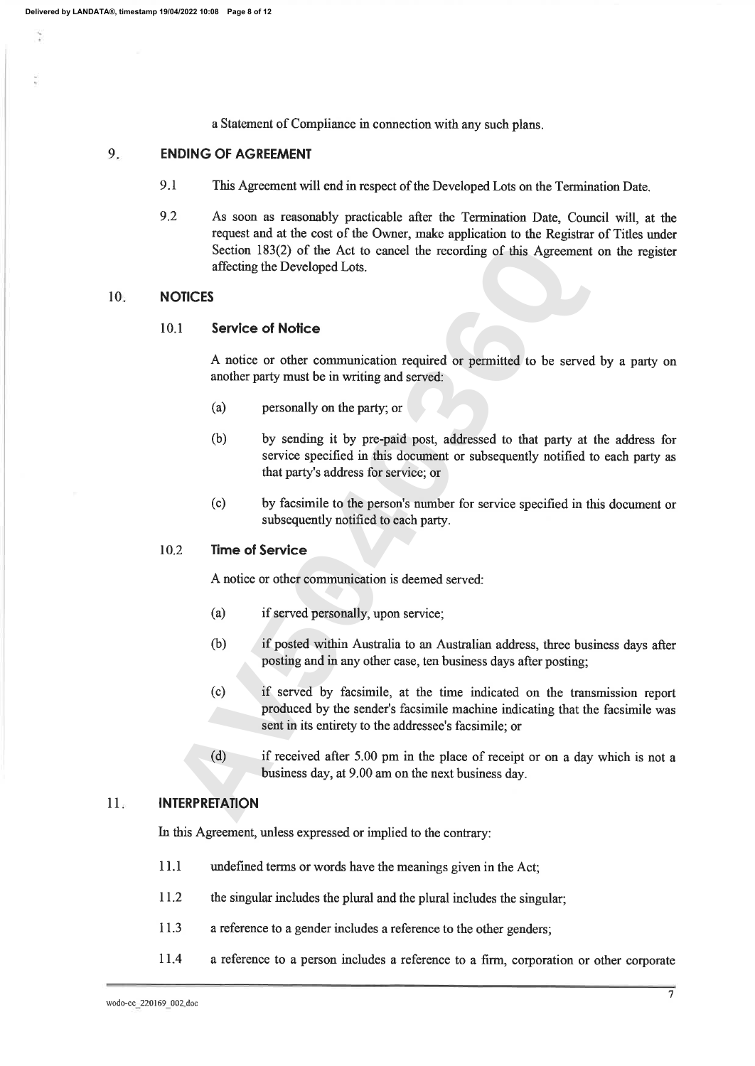a Statement of Compliance in connection with any such plans.

## 9. ENDING OF AGREEMENT

9.1 This Agreement will end in respect of the Developed Lots on the Termination Date.

9.2 As soon as reasonably practicable after the Termination Date, Council will, at the request and at the cost of the Owner, make application to the Registrar of Titles under Section 183(2) of the Act to cancel the recording of this Agreement on the register affecting the Developed Lots.

## 10. NOTICES

### 10.1 Service of Notice

A notice or other communication required or permitted to be served by a party on another party must be in writing and served:

(a) personally on the party; or

(b) by sending it by pre-paid post, addressed to that party at the address for service specified in this document or subsequently notified to each party as that party's address for service; or

(c) by facsimile to the person's number for service specified in this document or subsequently notified to each party.

### 10.2 Time of Service

A notice or other communication is deemed served:

(a) if served personally, upon service;

(b) if posted within Australia to an Australian address, three business days after posting and in any other case, ten business days after posting;

(c) if served by facsimile, at the time indicated on the transmission report produced by the sender's facsimile machine indicating that the facsimile was sent in its entirety to the addressee's facsimile; or

(d) if received after 5.00 pm in the place of receipt or on a day which is not a business day, at 9.00 am on the next business day.

## 11. INTERPRETATION

In this Agreement, unless expressed or implied to the contrary:

11.1 undefined terms or words have the meanings given in the Act;

11.2 the singular includes the plural and the plural includes the singular;

11.3 a reference to a gender includes a reference to the other genders;

11.4 a reference to a person includes a reference to a firm, corporation or other corporate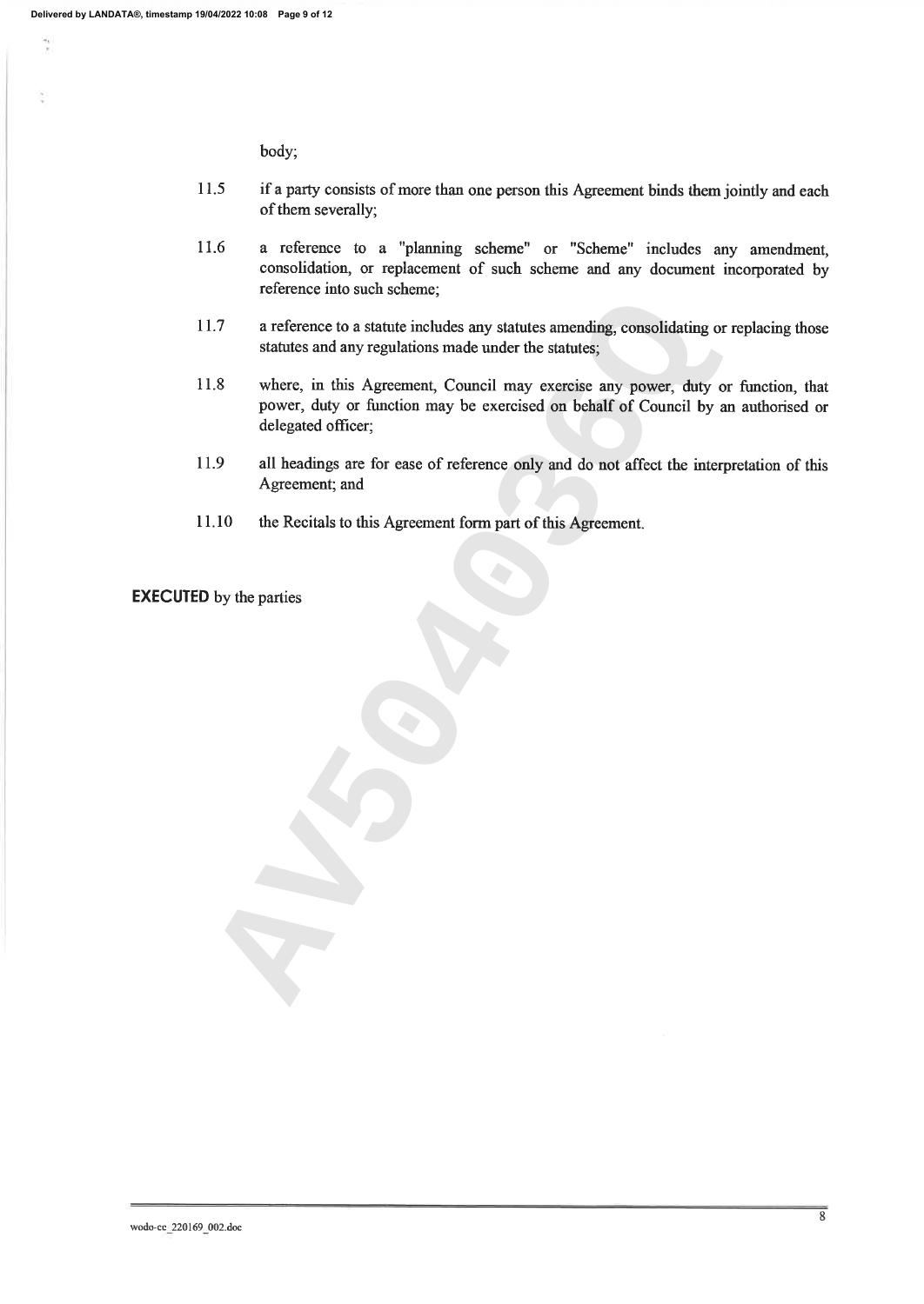body;

11.5 if a party consists of more than one person this Agreement binds them jointly and each of them severally;

11.6 a reference to a "planning scheme" or "Scheme" includes any amendment, consolidation, or replacement of such scheme and any document incorporated by reference into such scheme;

11.7 a reference to a statute includes any statutes amending, consolidating or replacing those statutes and any regulations made under the statutes;

11.8 where, in this Agreement, Council may exercise any power, duty or function, that power, duty or function may be exercised on behalf of Council by an authorised or delegated officer;

11.9 all headings are for ease of reference only and do not affect the interpretation of this Agreement; and

11.10 the Recitals to this Agreement form part of this Agreement.

**EXECUTED** by the parties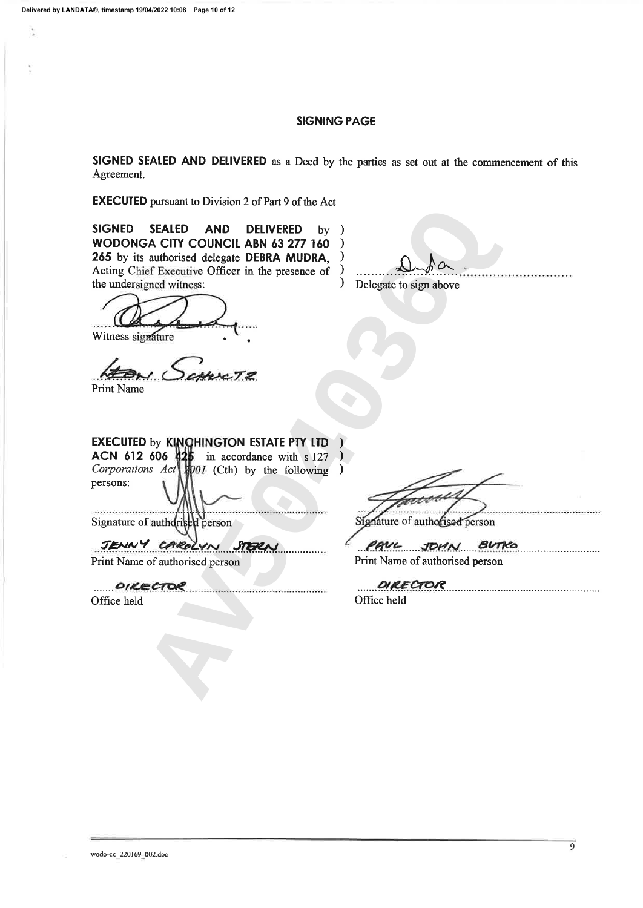## SIGNING PAGE

**SIGNED SEALED AND DELIVERED** as a Deed by the parties as set out at the commencement of this Agreement.

**EXECUTED** pursuant to Division 2 of Part 9 of the Act

**SIGNED SEALED AND DELIVERED** by **WODONGA CITY COUNCIL ABN 63 277 160 265** by its authorised delegate **DEBRA MUDRA**, Acting Chief Executive Officer in the presence of the undersigned witness: )

Delegate to sign above

Witness signature

LEON SCHULTZ
Print Name

**EXECUTED** by **KINCHINGTON ESTATE PTY LTD ACN 612 606 425** in accordance with s 127 *Corporations Act 2001* (Cth) by the following persons: )

Signature of authorised person

JENNY CAROLYN STERN
Print Name of authorised person

DIRECTOR
Office held

Signature of authorised person

PAUL JOHN BUTKO
Print Name of authorised person

DIRECTOR
Office held

wodo-cc_220169_002.doc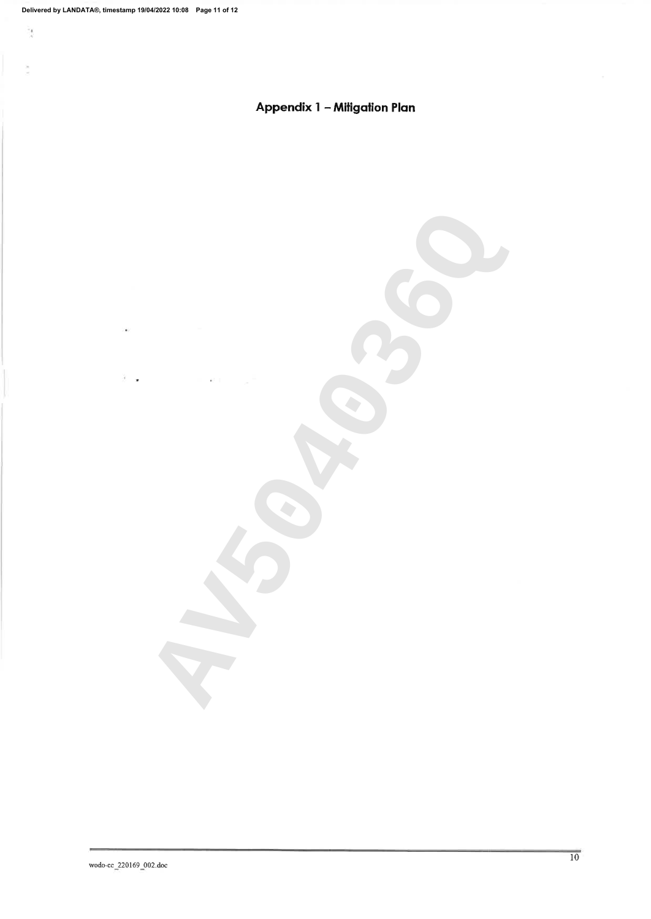## Appendix 1 – Mitigation Plan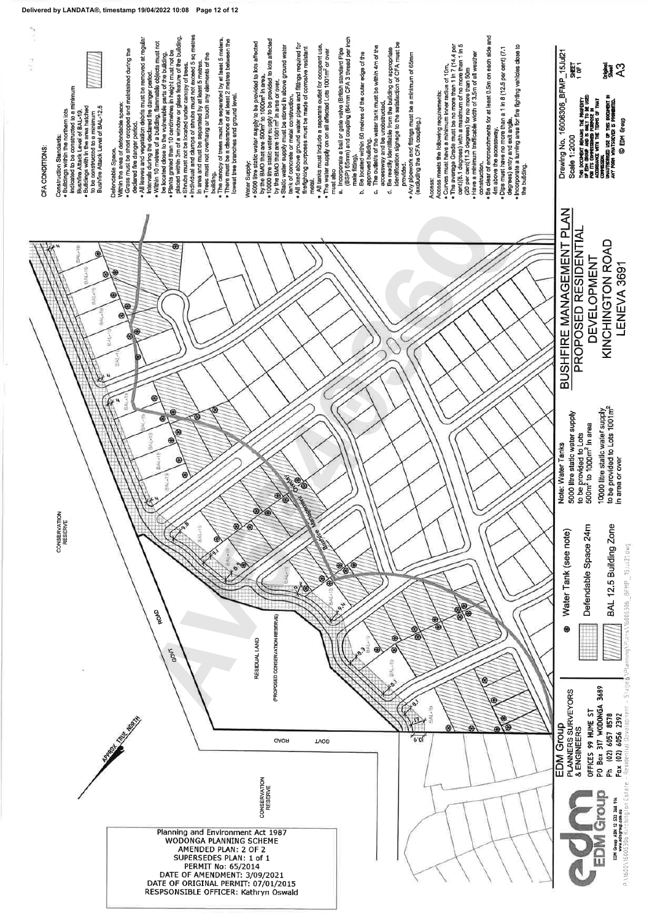Delivered by LANDATA®, timestamp 19/04/2022 10:08 Page 12 of 12

## CFA CONDITIONS:

Construction Standards:

- Buildings within the northern lots indicated to be constructed to a minimum Bushfire Attack Level of BAL-19.
- Buildings within the area hatched to be constructed to a minimum Bushfire Attack Level of BAL-12.5

Defendable Space:

Within the area of defendable space:

- Grass must be short cropped and maintained during the declared fire danger period.
- All leaves and vegetation debris must be removed at regular intervals during the declared fire danger period.
- Within 10 metres of a building, flammable objects must not be located close to the vulnerable parts of the building.
- Plants greater than 10 centimetres in height must not be placed within 3m of a window or glass feature of the building.
- Shrubs must not be located under canopy of trees.
- Individual and clumps of shrubs must not exceed 5 sq metres in area and must be separated by at least 5 metres.
- Trees must not overhang or touch any elements of the building.
- The canopy of trees must be separated by at least 5 meters.
- There must be a clearance of at least 2 metres between the lowest tree branches and ground level.

Water Supply:

- 5000 litre static water supply to be provided to lots affected by the BMO that are 500m² to 1000m² in area.
- 10000 litre static water supply to be provided to lots affected by the BMO that are 1001m² in area or over.
- Static water supply or must be stored in above ground water tank of concrete or metal construction.
- All fixed above ground water pipes and fittings required for firefighting purposes must be made of corrosive resistant metal.
- All tanks must include a separate outlet for occupant use.
- The water supply on on all affected Lots 1001m² or over must also
  a. Incorporate a ball or gate valve (British standard Pipe (BSP) 65mm) and coupling (64mm CFA 3 thread per inch male fitting).
  b. Be located within 60 metres of the outer edge of the approved building.
  c. The outlet/s of the water tank must be within 4m of the accessway and be unobstructed.
  d. Be readily identifiable from the building or appropriate identification signage to the satisfaction of CFA must be provided.
- Any pipework and fittings must be a minimum of 65mm (excluding the CFA coupling.)

Access:

Access meets the following requirements:

- Curves must have a minimum inner radius of 10m.
- The average Grade must be no more than 1 in 7 (14.4 per cent)(8.1 degrees) with a maximum of no more than 1 in 5 (20 per cent)(11.3 degrees) for no more than 50m
- Have a minimum trafficable width of 3.5m of all weather construction.
- Be clear of encroachments for at least 0.5m on each side and 4m above the accessway.
- Dips must have no more than a 1 in 8 (12.5 per cent) (7.1 degrees) entry and exit angle.
- Incorporate a turning area for fire fighting vehicles close to the building.

Legend:

- Water Tank (see note)
- Defendable Space 24m
- BAL 12.5 Building Zone

Note: Water Tanks

5000 litre static water supply to be provided to Lots 500m² to 1000m² in area

10000 litre static water supply to be provided to Lots 1001m² in area or over

CONSERVATION RESERVE

GOVT ROAD

RESIDUAL LAND

(PROPOSED CONSERVATION RESERVE)

APPROX TRUE NORTH

BAL-19

BAL-12.5

## BUSHFIRE MANAGEMENT PLAN

PROPOSED RESIDENTIAL DEVELOPMENT

KINCHINGTON ROAD

LENEVA 3691

Drawing No. 16006306_BFMP_15Jul21

Scale 1:2000

SHEET 1 OF 1

Original Sheet A3

THIS DOCUMENT REMAINS THE PROPERTY OF EDM GROUP AND IS ONLY TO BE USED FOR ITS INTENDED PURPOSE IN ACCORDANCE WITH THE TERMS OF THAT COMMISSION. UNAUTHORISED USE OF THIS DOCUMENT IN ANY FORM WHATSOEVER IS PROHIBITED.

© EDM Group

EDM Group

PLANNERS SURVEYORS & ENGINEERS

OFFICES 99 HUME ST

PO Box 317 WODONGA 3689

Ph (02) 6057 8578

Fax (02) 6056 2392

EDM Group ABN 13 524 344 914

www.edmgroup.com.au

Planning and Environment Act 1987

WODONGA PLANNING SCHEME

AMENDED PLAN: 2 OF 2

SUPERSEDES PLAN: 1 of 1

PERMIT No: 65/2014

DATE OF AMENDMENT: 3/09/2021

DATE OF ORIGINAL PERMIT: 07/01/2015

RESPSONSIBLE OFFICER: Kathryn Oswald